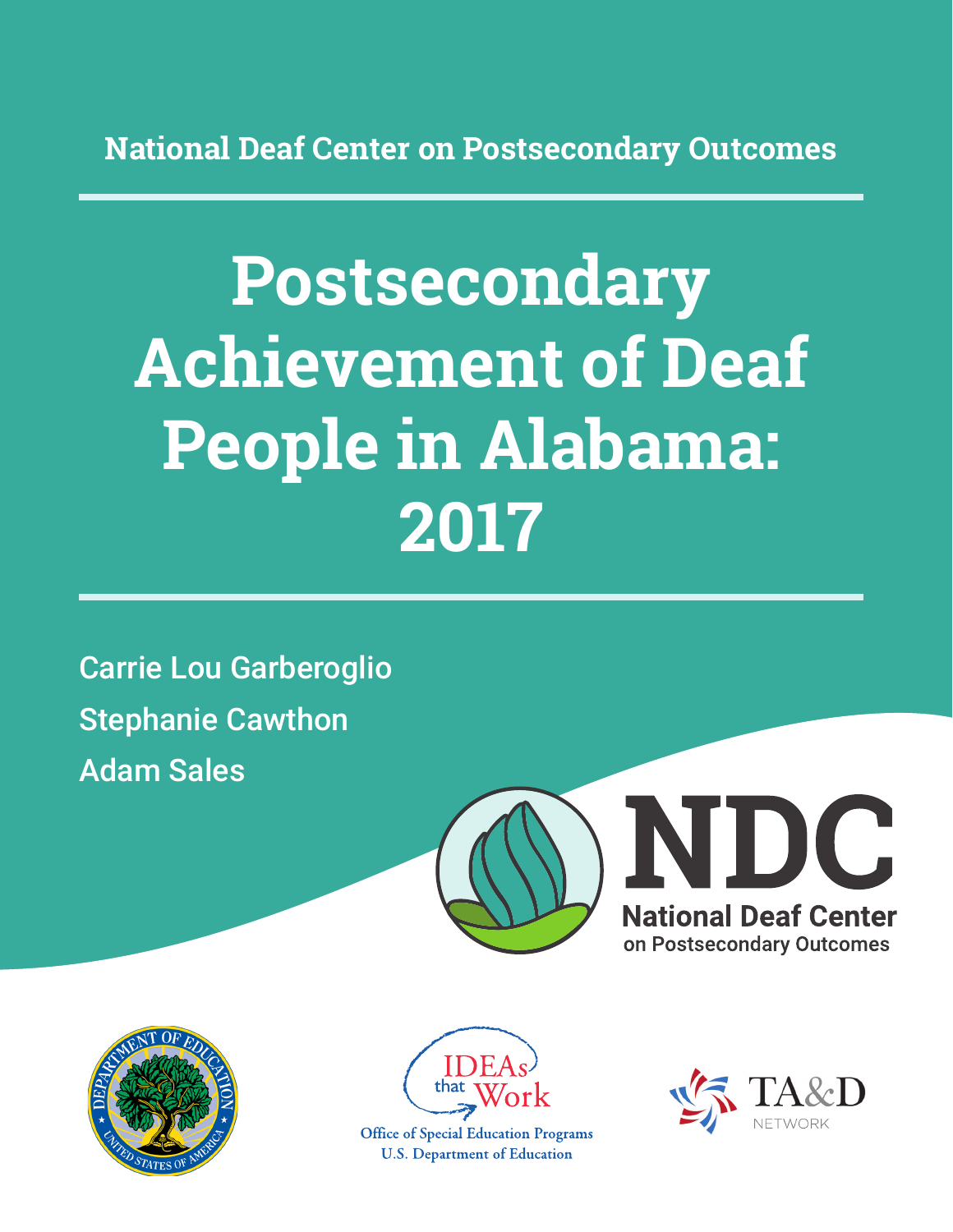National Deaf Center on Postsecondary Outcomes

# Postsecondary Achievement of Deaf People in Alabama: 2017

Carrie Lou Garberoglio

Stephanie Cawthon

Adam Sales

NDC
National Deaf Center on Postsecondary Outcomes

IDEAs that Work
Office of Special Education Programs
U.S. Department of Education

TA&D NETWORK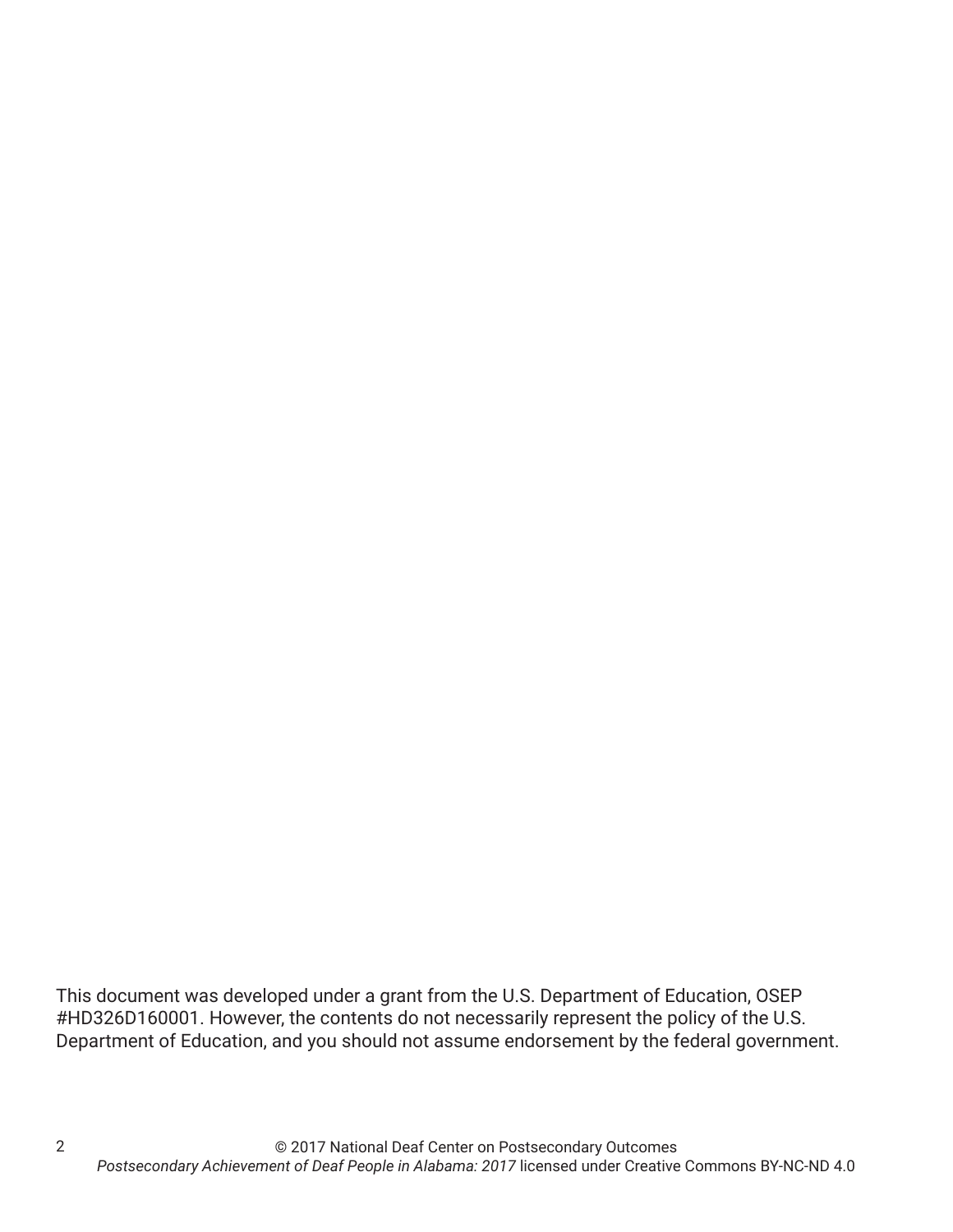This document was developed under a grant from the U.S. Department of Education, OSEP #HD326D160001. However, the contents do not necessarily represent the policy of the U.S. Department of Education, and you should not assume endorsement by the federal government.

© 2017 National Deaf Center on Postsecondary Outcomes
*Postsecondary Achievement of Deaf People in Alabama: 2017* licensed under Creative Commons BY-NC-ND 4.0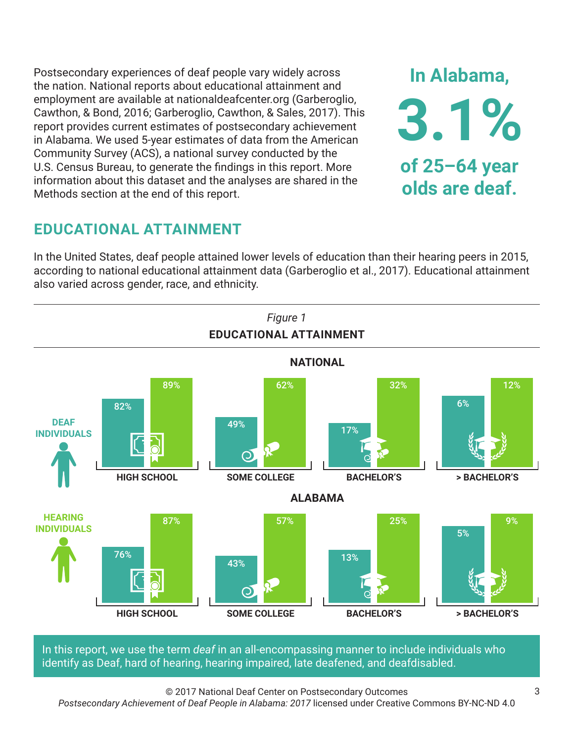Postsecondary experiences of deaf people vary widely across the nation. National reports about educational attainment and employment are available at nationaldeafcenter.org (Garberoglio, Cawthon, & Bond, 2016; Garberoglio, Cawthon, & Sales, 2017). This report provides current estimates of postsecondary achievement in Alabama. We used 5-year estimates of data from the American Community Survey (ACS), a national survey conducted by the U.S. Census Bureau, to generate the findings in this report. More information about this dataset and the analyses are shared in the Methods section at the end of this report.

**In Alabama, 3.1% of 25–64 year olds are deaf.**

## EDUCATIONAL ATTAINMENT

In the United States, deaf people attained lower levels of education than their hearing peers in 2015, according to national educational attainment data (Garberoglio et al., 2017). Educational attainment also varied across gender, race, and ethnicity.

*Figure 1*

**EDUCATIONAL ATTAINMENT**

**NATIONAL**

| | HIGH SCHOOL | SOME COLLEGE | BACHELOR'S | > BACHELOR'S |
|---|---|---|---|---|
| DEAF INDIVIDUALS | 82% | 49% | 17% | 6% |
| HEARING INDIVIDUALS | 89% | 62% | 32% | 12% |

**ALABAMA**

| | HIGH SCHOOL | SOME COLLEGE | BACHELOR'S | > BACHELOR'S |
|---|---|---|---|---|
| DEAF INDIVIDUALS | 76% | 43% | 13% | 5% |
| HEARING INDIVIDUALS | 87% | 57% | 25% | 9% |

In this report, we use the term *deaf* in an all-encompassing manner to include individuals who identify as Deaf, hard of hearing, hearing impaired, late deafened, and deafdisabled.

© 2017 National Deaf Center on Postsecondary Outcomes
*Postsecondary Achievement of Deaf People in Alabama: 2017* licensed under Creative Commons BY-NC-ND 4.0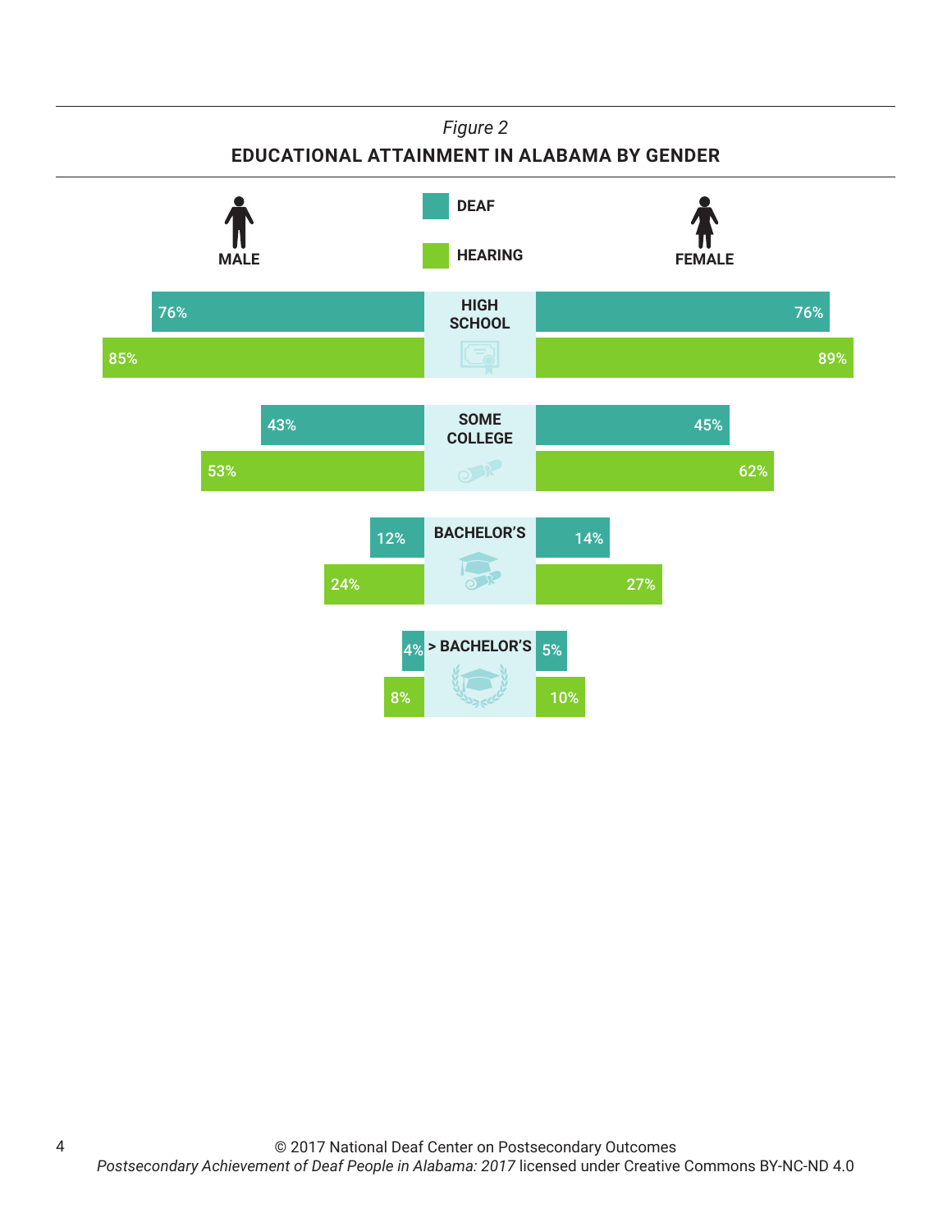*Figure 2*

**EDUCATIONAL ATTAINMENT IN ALABAMA BY GENDER**

| | Male – Deaf | Male – Hearing | Female – Deaf | Female – Hearing |
|---|---|---|---|---|
| HIGH SCHOOL | 76% | 85% | 76% | 89% |
| SOME COLLEGE | 43% | 53% | 45% | 62% |
| BACHELOR'S | 12% | 24% | 14% | 27% |
| > BACHELOR'S | 4% | 8% | 5% | 10% |

© 2017 National Deaf Center on Postsecondary Outcomes
*Postsecondary Achievement of Deaf People in Alabama: 2017* licensed under Creative Commons BY-NC-ND 4.0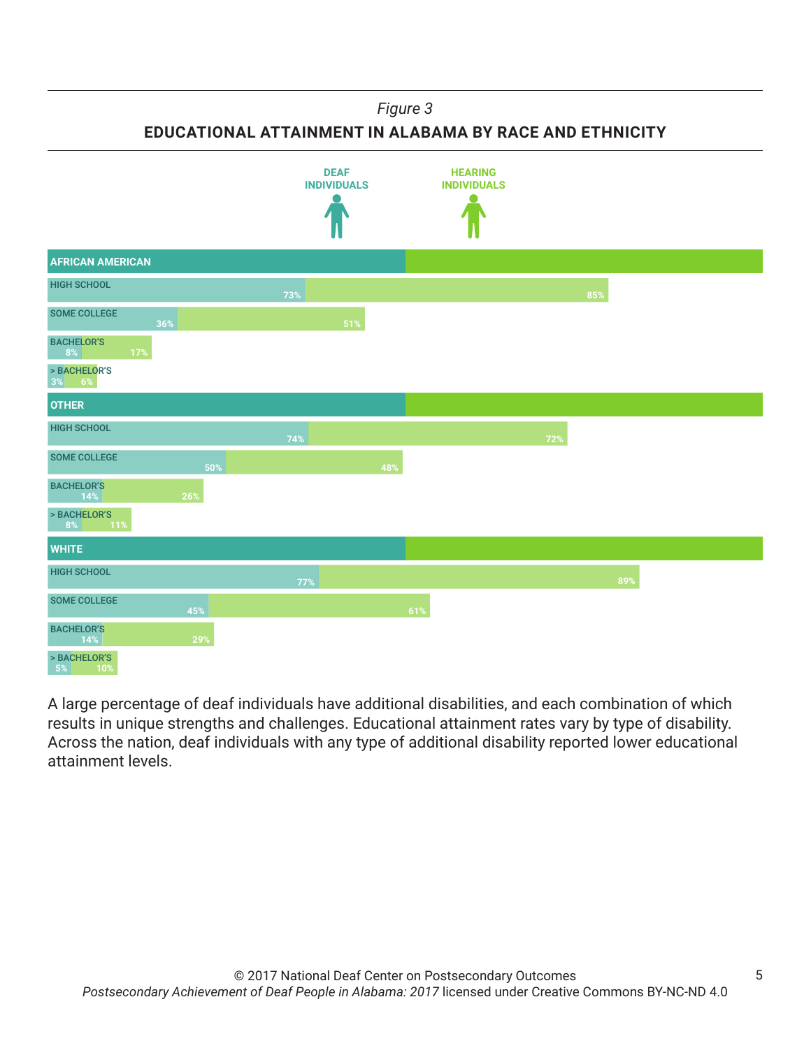*Figure 3*

**EDUCATIONAL ATTAINMENT IN ALABAMA BY RACE AND ETHNICITY**

| | DEAF INDIVIDUALS | HEARING INDIVIDUALS |
|---|---|---|
| **AFRICAN AMERICAN** | | |
| HIGH SCHOOL | 73% | 85% |
| SOME COLLEGE | 36% | 51% |
| BACHELOR'S | 8% | 17% |
| > BACHELOR'S | 3% | 6% |
| **OTHER** | | |
| HIGH SCHOOL | 74% | 72% |
| SOME COLLEGE | 50% | 48% |
| BACHELOR'S | 14% | 26% |
| > BACHELOR'S | 8% | 11% |
| **WHITE** | | |
| HIGH SCHOOL | 77% | 89% |
| SOME COLLEGE | 45% | 61% |
| BACHELOR'S | 14% | 29% |
| > BACHELOR'S | 5% | 10% |

A large percentage of deaf individuals have additional disabilities, and each combination of which results in unique strengths and challenges. Educational attainment rates vary by type of disability. Across the nation, deaf individuals with any type of additional disability reported lower educational attainment levels.

© 2017 National Deaf Center on Postsecondary Outcomes
*Postsecondary Achievement of Deaf People in Alabama: 2017* licensed under Creative Commons BY-NC-ND 4.0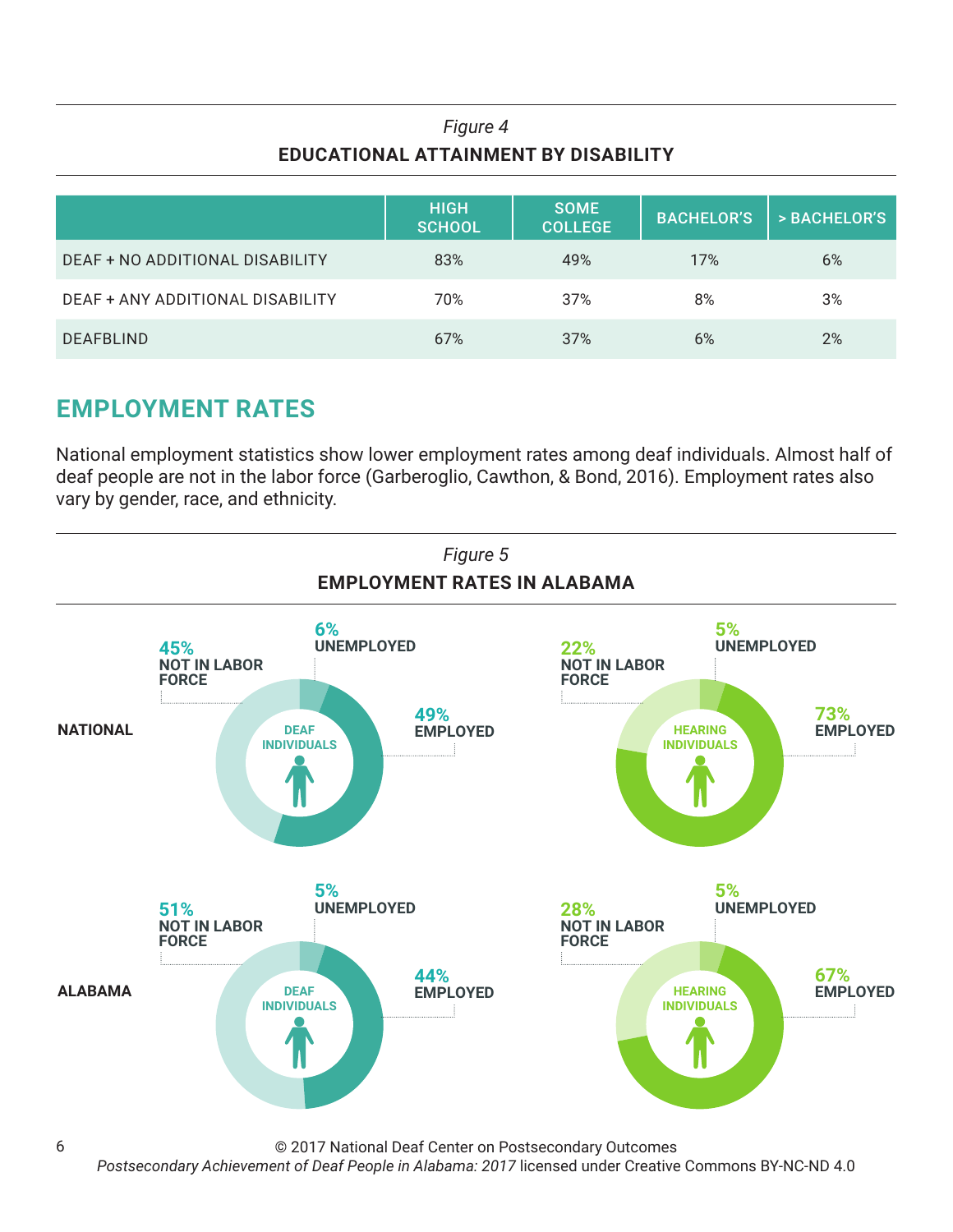*Figure 4*

**EDUCATIONAL ATTAINMENT BY DISABILITY**

| | HIGH SCHOOL | SOME COLLEGE | BACHELOR'S | > BACHELOR'S |
|---|---|---|---|---|
| DEAF + NO ADDITIONAL DISABILITY | 83% | 49% | 17% | 6% |
| DEAF + ANY ADDITIONAL DISABILITY | 70% | 37% | 8% | 3% |
| DEAFBLIND | 67% | 37% | 6% | 2% |

## EMPLOYMENT RATES

National employment statistics show lower employment rates among deaf individuals. Almost half of deaf people are not in the labor force (Garberoglio, Cawthon, & Bond, 2016). Employment rates also vary by gender, race, and ethnicity.

*Figure 5*

**EMPLOYMENT RATES IN ALABAMA**

| | | EMPLOYED | UNEMPLOYED | NOT IN LABOR FORCE |
|---|---|---|---|---|
| NATIONAL | DEAF INDIVIDUALS | 49% | 6% | 45% |
| NATIONAL | HEARING INDIVIDUALS | 73% | 5% | 22% |
| ALABAMA | DEAF INDIVIDUALS | 44% | 5% | 51% |
| ALABAMA | HEARING INDIVIDUALS | 67% | 5% | 28% |

© 2017 National Deaf Center on Postsecondary Outcomes
*Postsecondary Achievement of Deaf People in Alabama: 2017* licensed under Creative Commons BY-NC-ND 4.0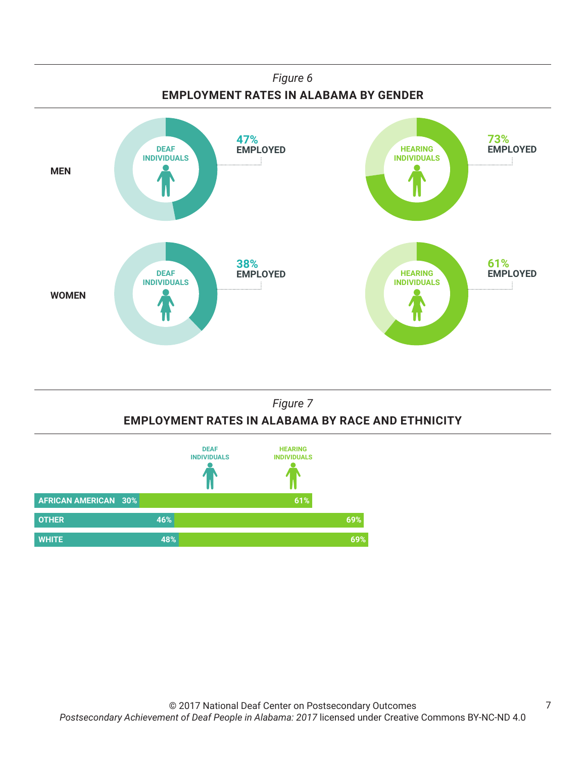*Figure 6*

**EMPLOYMENT RATES IN ALABAMA BY GENDER**

| | DEAF INDIVIDUALS | HEARING INDIVIDUALS |
|---|---|---|
| MEN | 47% EMPLOYED | 73% EMPLOYED |
| WOMEN | 38% EMPLOYED | 61% EMPLOYED |

*Figure 7*

**EMPLOYMENT RATES IN ALABAMA BY RACE AND ETHNICITY**

| | DEAF INDIVIDUALS | HEARING INDIVIDUALS |
|---|---|---|
| AFRICAN AMERICAN | 30% | 61% |
| OTHER | 46% | 69% |
| WHITE | 48% | 69% |

© 2017 National Deaf Center on Postsecondary Outcomes
*Postsecondary Achievement of Deaf People in Alabama: 2017* licensed under Creative Commons BY-NC-ND 4.0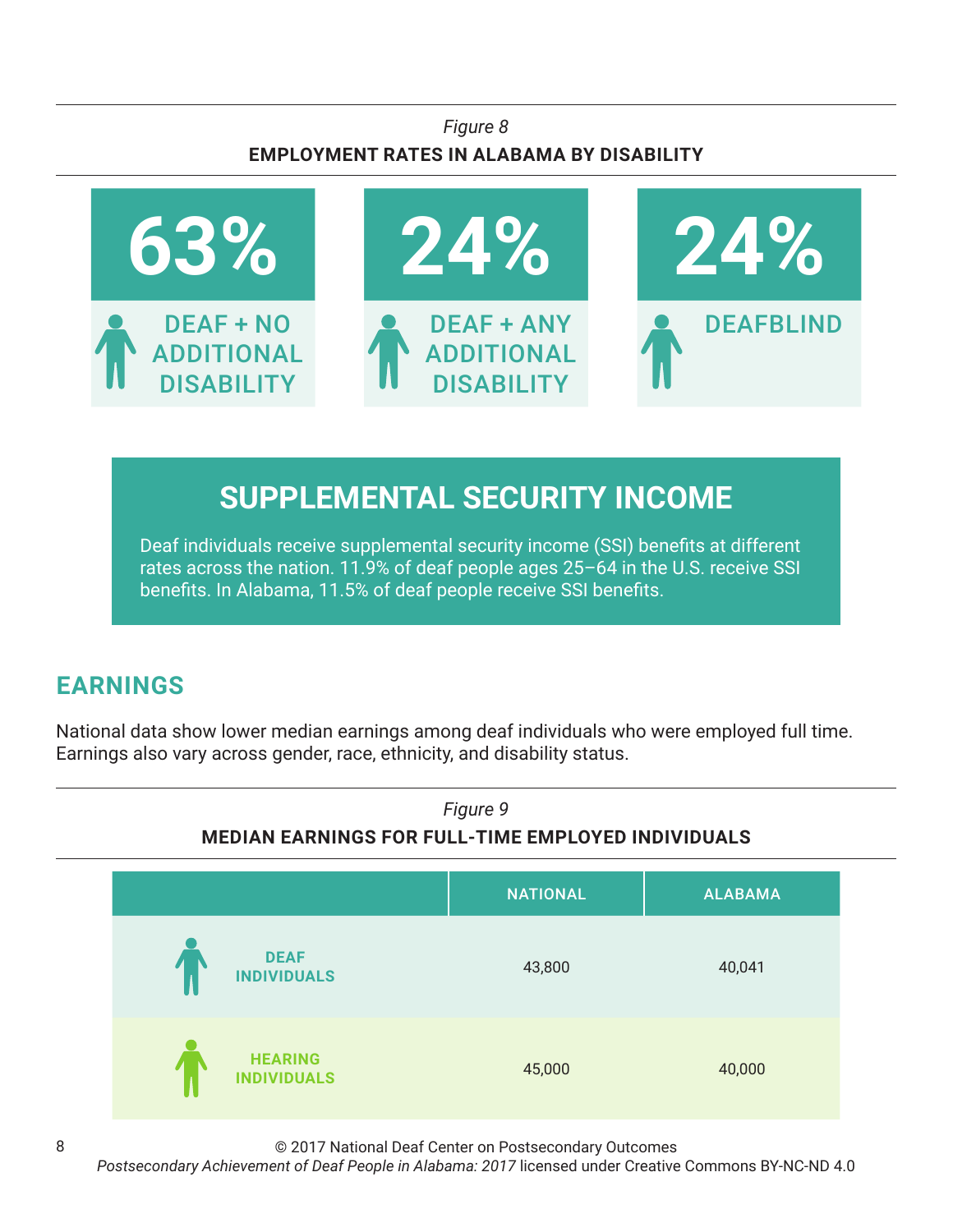*Figure 8*

**EMPLOYMENT RATES IN ALABAMA BY DISABILITY**

| 63% | 24% | 24% |
|---|---|---|
| DEAF + NO ADDITIONAL DISABILITY | DEAF + ANY ADDITIONAL DISABILITY | DEAFBLIND |

## SUPPLEMENTAL SECURITY INCOME

Deaf individuals receive supplemental security income (SSI) benefits at different rates across the nation. 11.9% of deaf people ages 25–64 in the U.S. receive SSI benefits. In Alabama, 11.5% of deaf people receive SSI benefits.

## EARNINGS

National data show lower median earnings among deaf individuals who were employed full time. Earnings also vary across gender, race, ethnicity, and disability status.

*Figure 9*

**MEDIAN EARNINGS FOR FULL-TIME EMPLOYED INDIVIDUALS**

| | NATIONAL | ALABAMA |
|---|---|---|
| DEAF INDIVIDUALS | 43,800 | 40,041 |
| HEARING INDIVIDUALS | 45,000 | 40,000 |

© 2017 National Deaf Center on Postsecondary Outcomes
*Postsecondary Achievement of Deaf People in Alabama: 2017* licensed under Creative Commons BY-NC-ND 4.0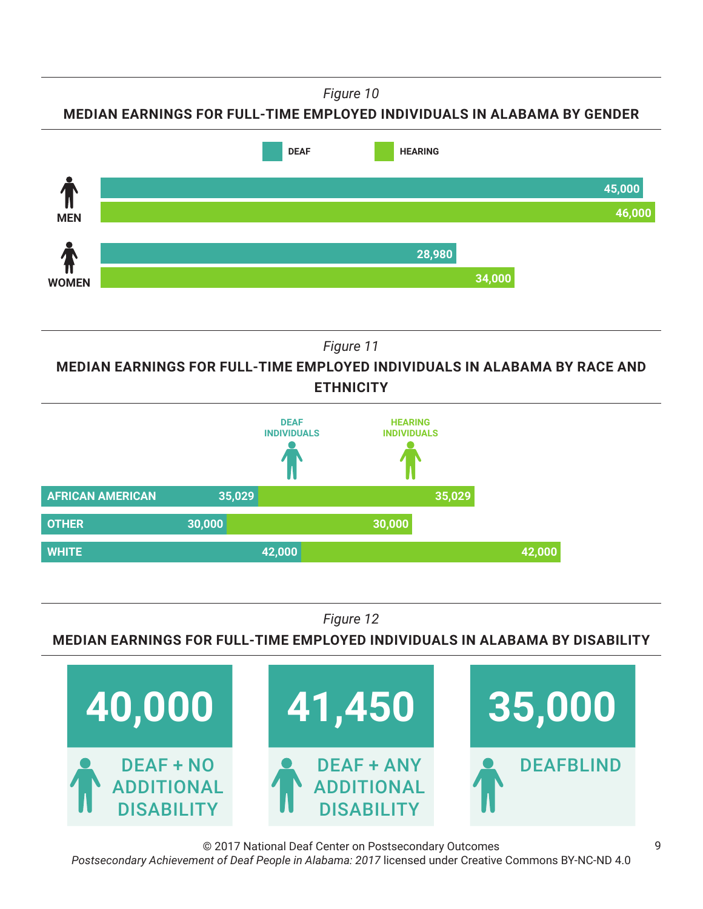*Figure 10*

**MEDIAN EARNINGS FOR FULL-TIME EMPLOYED INDIVIDUALS IN ALABAMA BY GENDER**

| | DEAF | HEARING |
|---|---|---|
| MEN | 45,000 | 46,000 |
| WOMEN | 28,980 | 34,000 |

*Figure 11*

**MEDIAN EARNINGS FOR FULL-TIME EMPLOYED INDIVIDUALS IN ALABAMA BY RACE AND ETHNICITY**

| | DEAF INDIVIDUALS | HEARING INDIVIDUALS |
|---|---|---|
| AFRICAN AMERICAN | 35,029 | 35,029 |
| OTHER | 30,000 | 30,000 |
| WHITE | 42,000 | 42,000 |

*Figure 12*

**MEDIAN EARNINGS FOR FULL-TIME EMPLOYED INDIVIDUALS IN ALABAMA BY DISABILITY**

| DEAF + NO ADDITIONAL DISABILITY | DEAF + ANY ADDITIONAL DISABILITY | DEAFBLIND |
|---|---|---|
| 40,000 | 41,450 | 35,000 |

© 2017 National Deaf Center on Postsecondary Outcomes
*Postsecondary Achievement of Deaf People in Alabama: 2017* licensed under Creative Commons BY-NC-ND 4.0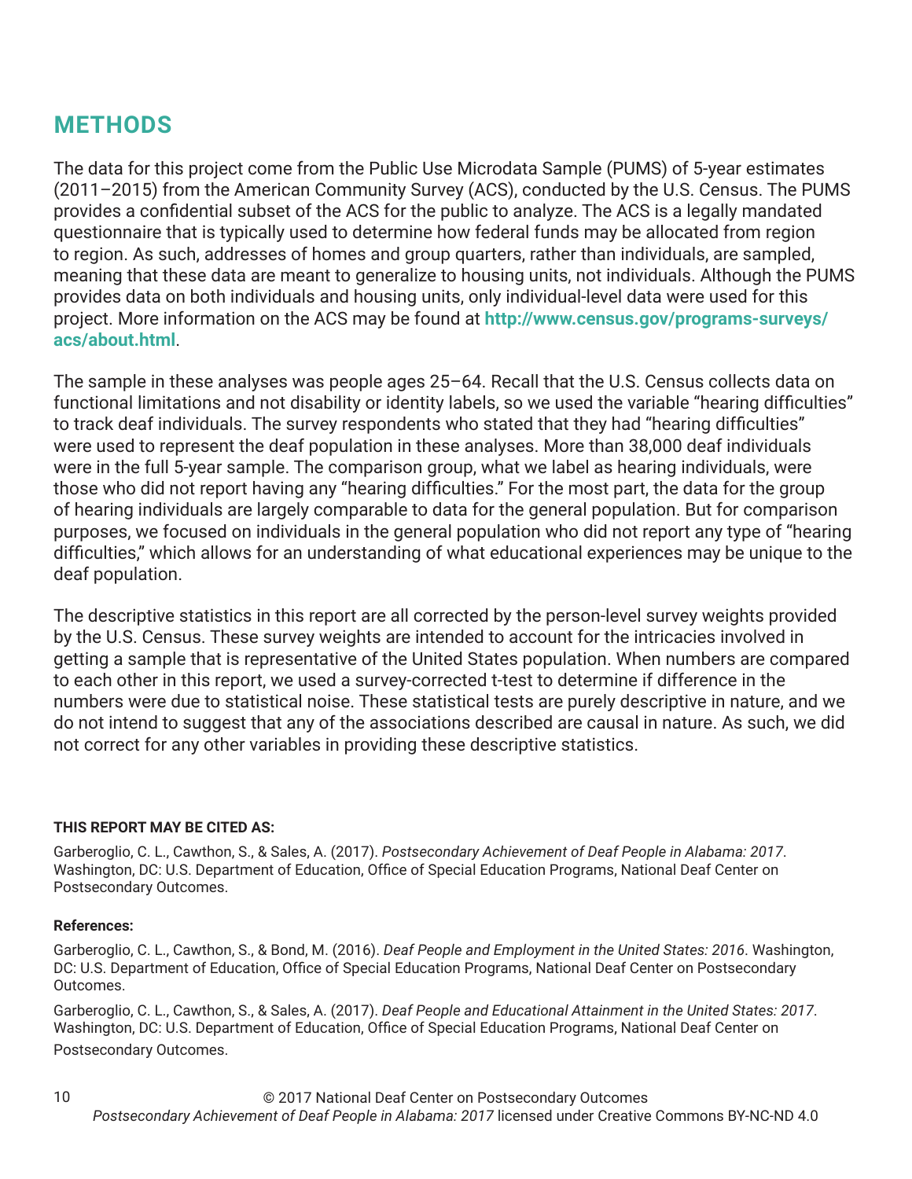## METHODS

The data for this project come from the Public Use Microdata Sample (PUMS) of 5-year estimates (2011–2015) from the American Community Survey (ACS), conducted by the U.S. Census. The PUMS provides a confidential subset of the ACS for the public to analyze. The ACS is a legally mandated questionnaire that is typically used to determine how federal funds may be allocated from region to region. As such, addresses of homes and group quarters, rather than individuals, are sampled, meaning that these data are meant to generalize to housing units, not individuals. Although the PUMS provides data on both individuals and housing units, only individual-level data were used for this project. More information on the ACS may be found at **http://www.census.gov/programs-surveys/acs/about.html**.

The sample in these analyses was people ages 25–64. Recall that the U.S. Census collects data on functional limitations and not disability or identity labels, so we used the variable "hearing difficulties" to track deaf individuals. The survey respondents who stated that they had "hearing difficulties" were used to represent the deaf population in these analyses. More than 38,000 deaf individuals were in the full 5-year sample. The comparison group, what we label as hearing individuals, were those who did not report having any "hearing difficulties." For the most part, the data for the group of hearing individuals are largely comparable to data for the general population. But for comparison purposes, we focused on individuals in the general population who did not report any type of "hearing difficulties," which allows for an understanding of what educational experiences may be unique to the deaf population.

The descriptive statistics in this report are all corrected by the person-level survey weights provided by the U.S. Census. These survey weights are intended to account for the intricacies involved in getting a sample that is representative of the United States population. When numbers are compared to each other in this report, we used a survey-corrected t-test to determine if difference in the numbers were due to statistical noise. These statistical tests are purely descriptive in nature, and we do not intend to suggest that any of the associations described are causal in nature. As such, we did not correct for any other variables in providing these descriptive statistics.

**THIS REPORT MAY BE CITED AS:**

Garberoglio, C. L., Cawthon, S., & Sales, A. (2017). *Postsecondary Achievement of Deaf People in Alabama: 2017*. Washington, DC: U.S. Department of Education, Office of Special Education Programs, National Deaf Center on Postsecondary Outcomes.

**References:**

Garberoglio, C. L., Cawthon, S., & Bond, M. (2016). *Deaf People and Employment in the United States: 2016*. Washington, DC: U.S. Department of Education, Office of Special Education Programs, National Deaf Center on Postsecondary Outcomes.

Garberoglio, C. L., Cawthon, S., & Sales, A. (2017). *Deaf People and Educational Attainment in the United States: 2017*. Washington, DC: U.S. Department of Education, Office of Special Education Programs, National Deaf Center on Postsecondary Outcomes.

© 2017 National Deaf Center on Postsecondary Outcomes
*Postsecondary Achievement of Deaf People in Alabama: 2017* licensed under Creative Commons BY-NC-ND 4.0